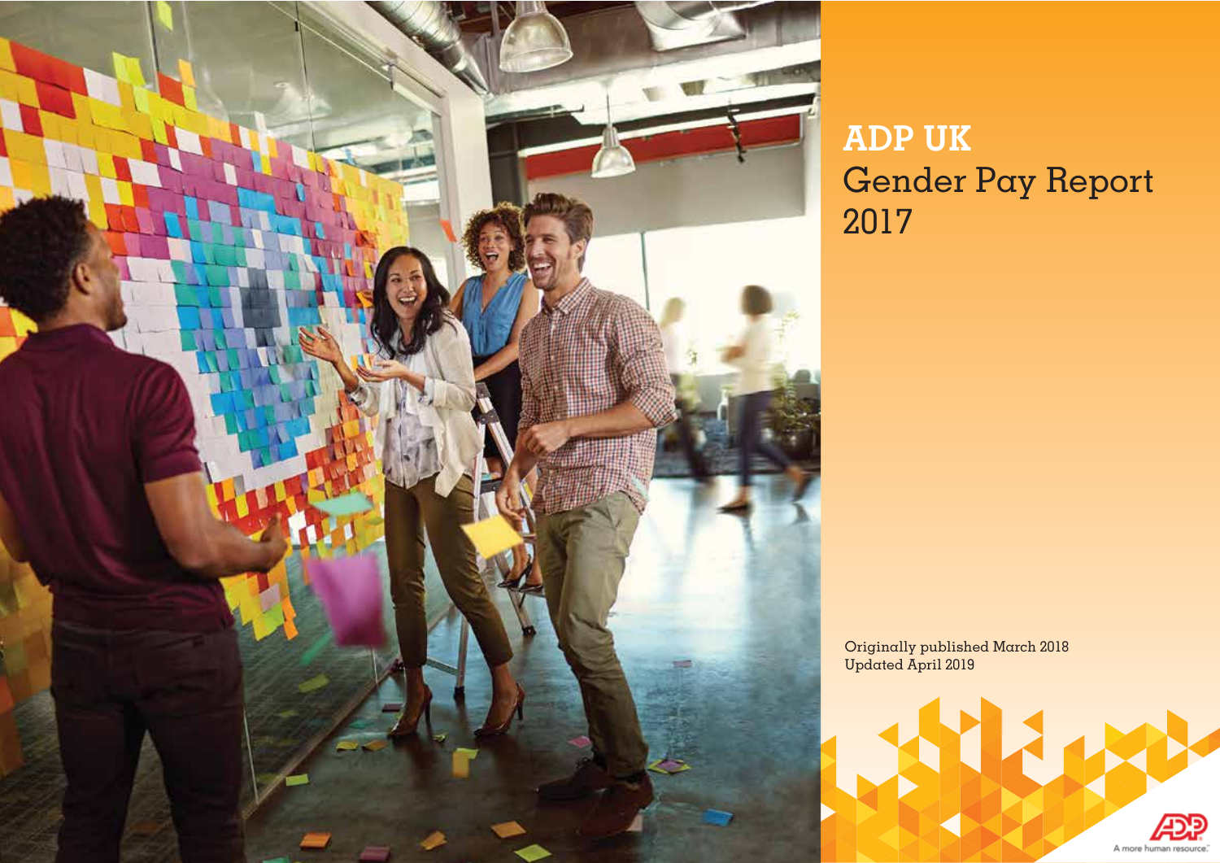# ADP UK

## Gender Pay Report 2017

Originally published March 2018
Updated April 2019

A more human resource.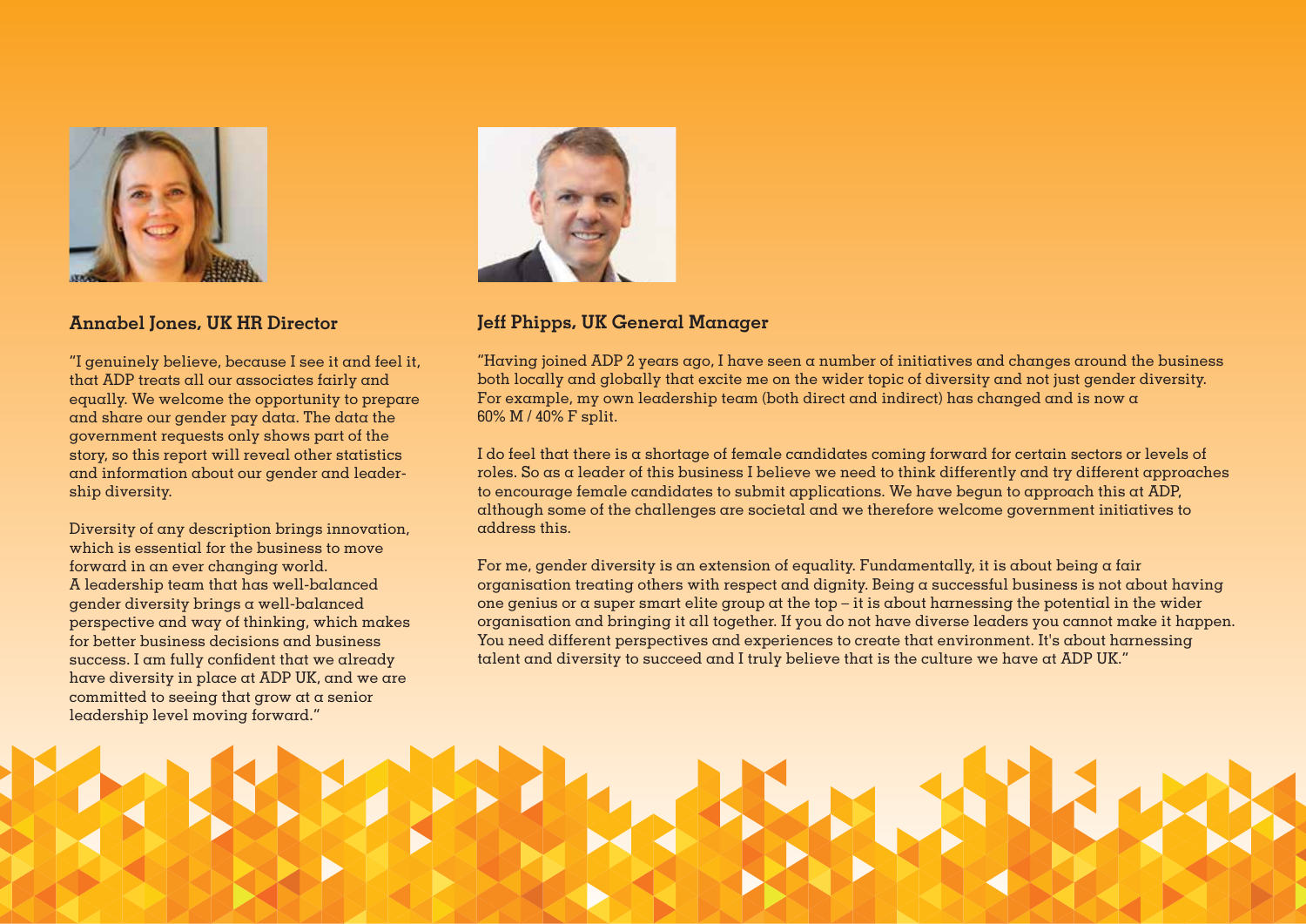### Annabel Jones, UK HR Director

"I genuinely believe, because I see it and feel it, that ADP treats all our associates fairly and equally. We welcome the opportunity to prepare and share our gender pay data. The data the government requests only shows part of the story, so this report will reveal other statistics and information about our gender and leadership diversity.

Diversity of any description brings innovation, which is essential for the business to move forward in an ever changing world. A leadership team that has well-balanced gender diversity brings a well-balanced perspective and way of thinking, which makes for better business decisions and business success. I am fully confident that we already have diversity in place at ADP UK, and we are committed to seeing that grow at a senior leadership level moving forward."

### Jeff Phipps, UK General Manager

"Having joined ADP 2 years ago, I have seen a number of initiatives and changes around the business both locally and globally that excite me on the wider topic of diversity and not just gender diversity. For example, my own leadership team (both direct and indirect) has changed and is now a 60% M / 40% F split.

I do feel that there is a shortage of female candidates coming forward for certain sectors or levels of roles. So as a leader of this business I believe we need to think differently and try different approaches to encourage female candidates to submit applications. We have begun to approach this at ADP, although some of the challenges are societal and we therefore welcome government initiatives to address this.

For me, gender diversity is an extension of equality. Fundamentally, it is about being a fair organisation treating others with respect and dignity. Being a successful business is not about having one genius or a super smart elite group at the top – it is about harnessing the potential in the wider organisation and bringing it all together. If you do not have diverse leaders you cannot make it happen. You need different perspectives and experiences to create that environment. It's about harnessing talent and diversity to succeed and I truly believe that is the culture we have at ADP UK."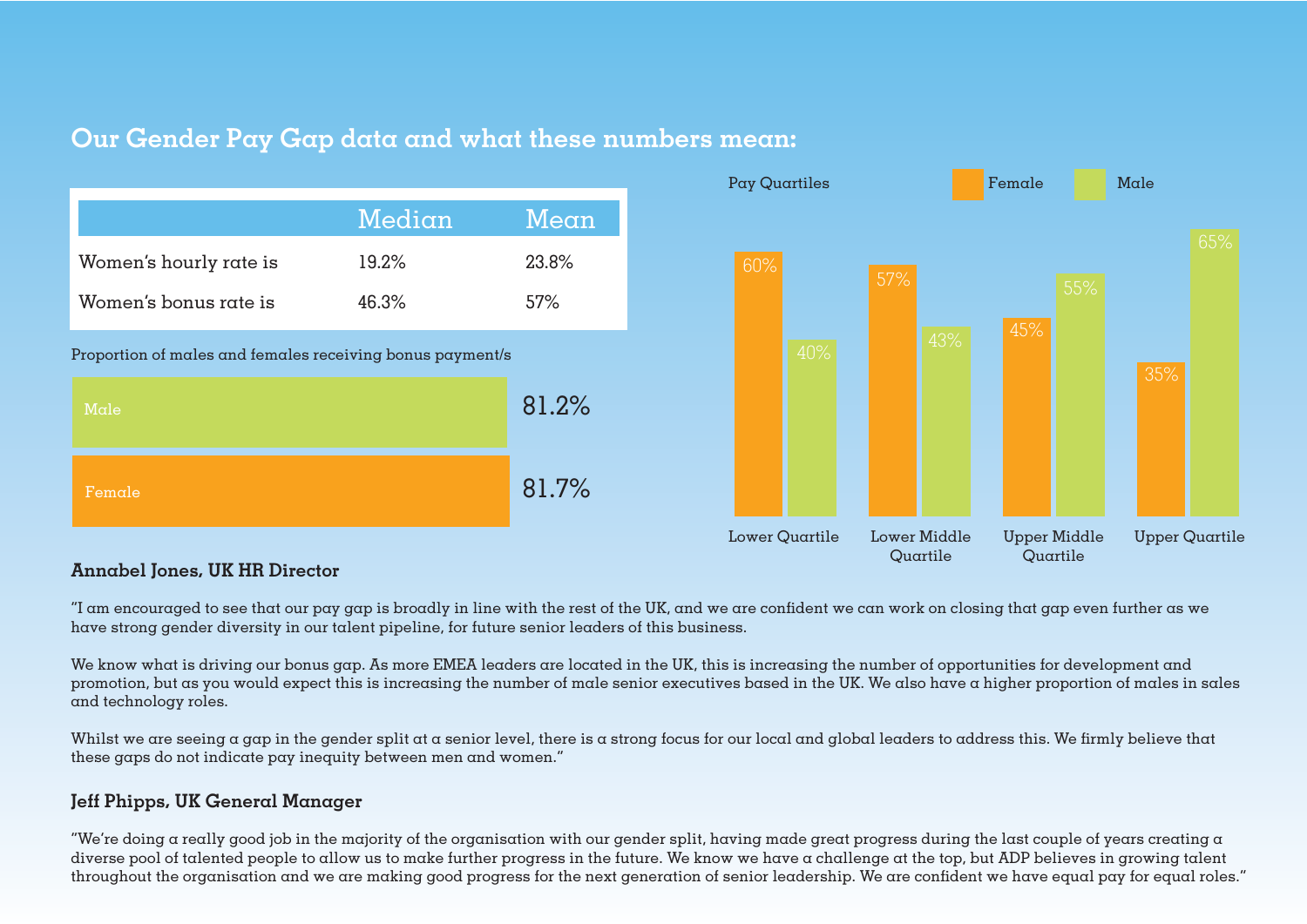## Our Gender Pay Gap data and what these numbers mean:

| | Median | Mean |
|---|---|---|
| Women's hourly rate is | 19.2% | 23.8% |
| Women's bonus rate is | 46.3% | 57% |

Proportion of males and females receiving bonus payment/s

| | |
|---|---|
| Male | 81.2% |
| Female | 81.7% |

Pay Quartiles

| | Female | Male |
|---|---|---|
| Lower Quartile | 60% | 40% |
| Lower Middle Quartile | 57% | 43% |
| Upper Middle Quartile | 45% | 55% |
| Upper Quartile | 35% | 65% |

**Annabel Jones, UK HR Director**

"I am encouraged to see that our pay gap is broadly in line with the rest of the UK, and we are confident we can work on closing that gap even further as we have strong gender diversity in our talent pipeline, for future senior leaders of this business.

We know what is driving our bonus gap. As more EMEA leaders are located in the UK, this is increasing the number of opportunities for development and promotion, but as you would expect this is increasing the number of male senior executives based in the UK. We also have a higher proportion of males in sales and technology roles.

Whilst we are seeing a gap in the gender split at a senior level, there is a strong focus for our local and global leaders to address this. We firmly believe that these gaps do not indicate pay inequity between men and women."

**Jeff Phipps, UK General Manager**

"We're doing a really good job in the majority of the organisation with our gender split, having made great progress during the last couple of years creating a diverse pool of talented people to allow us to make further progress in the future. We know we have a challenge at the top, but ADP believes in growing talent throughout the organisation and we are making good progress for the next generation of senior leadership. We are confident we have equal pay for equal roles."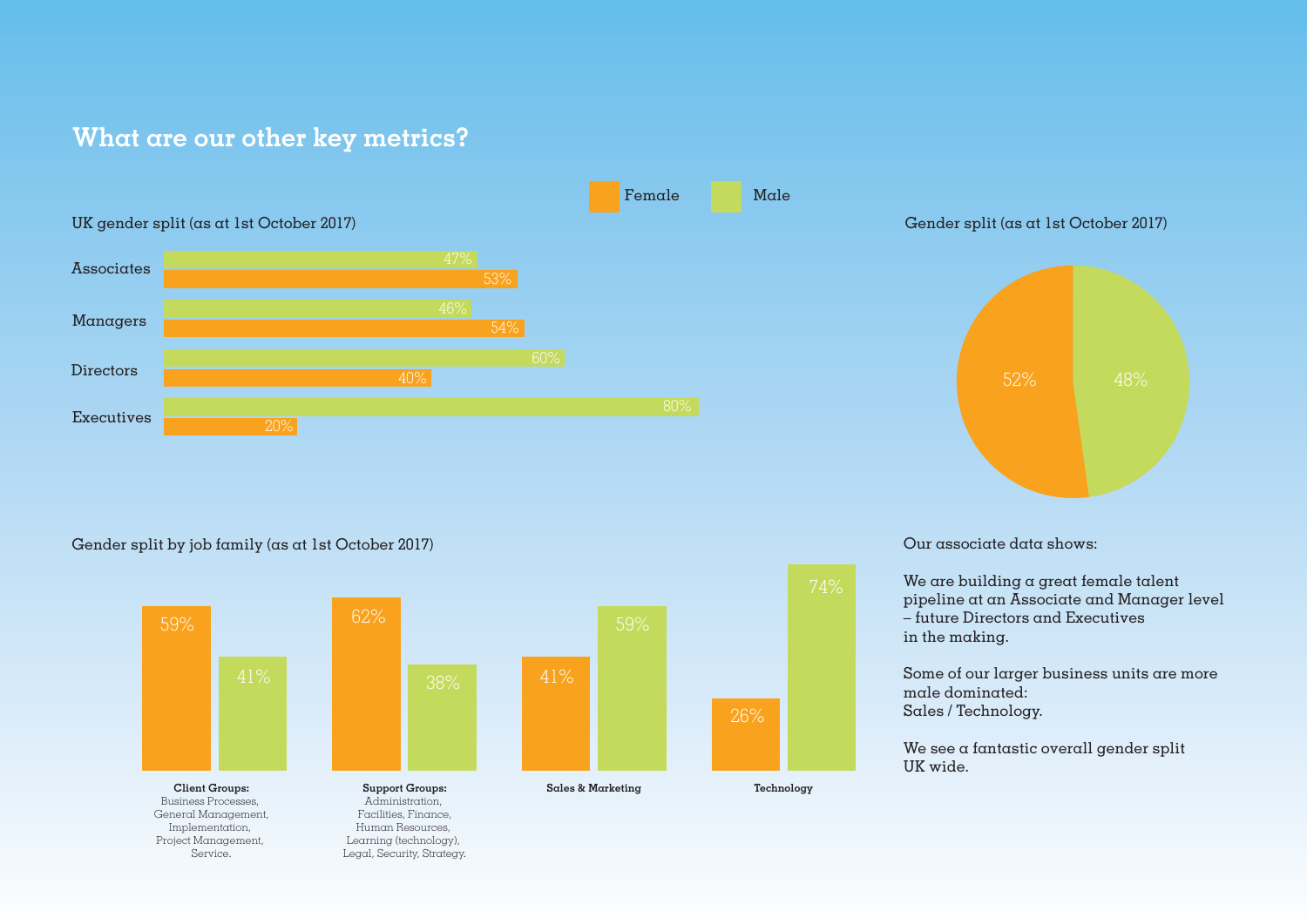## What are our other key metrics?

Female | Male

### UK gender split (as at 1st October 2017)

| | Male | Female |
|---|---|---|
| Associates | 47% | 53% |
| Managers | 46% | 54% |
| Directors | 60% | 40% |
| Executives | 80% | 20% |

### Gender split (as at 1st October 2017)

| Female | Male |
|---|---|
| 52% | 48% |

### Gender split by job family (as at 1st October 2017)

| Job family | Female | Male |
|---|---|---|
| **Client Groups:** Business Processes, General Management, Implementation, Project Management, Service. | 59% | 41% |
| **Support Groups:** Administration, Facilities, Finance, Human Resources, Learning (technology), Legal, Security, Strategy. | 62% | 38% |
| **Sales & Marketing** | 41% | 59% |
| **Technology** | 26% | 74% |

Our associate data shows:

We are building a great female talent pipeline at an Associate and Manager level – future Directors and Executives in the making.

Some of our larger business units are more male dominated: Sales / Technology.

We see a fantastic overall gender split UK wide.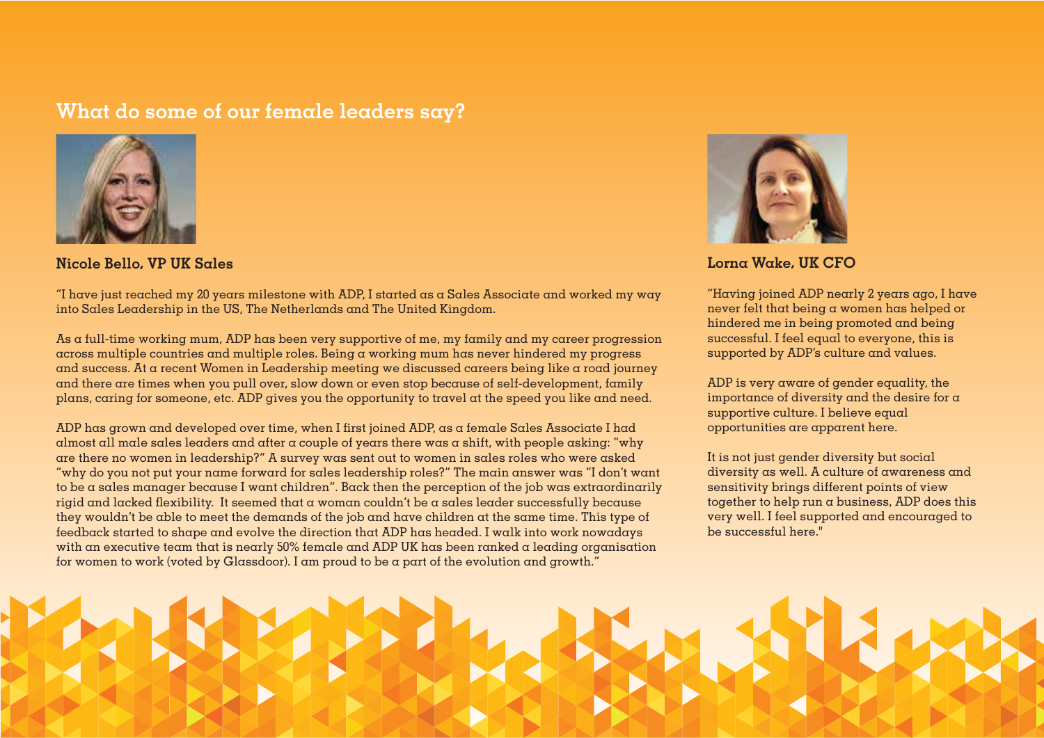## What do some of our female leaders say?

### Nicole Bello, VP UK Sales

"I have just reached my 20 years milestone with ADP, I started as a Sales Associate and worked my way into Sales Leadership in the US, The Netherlands and The United Kingdom.

As a full-time working mum, ADP has been very supportive of me, my family and my career progression across multiple countries and multiple roles. Being a working mum has never hindered my progress and success. At a recent Women in Leadership meeting we discussed careers being like a road journey and there are times when you pull over, slow down or even stop because of self-development, family plans, caring for someone, etc. ADP gives you the opportunity to travel at the speed you like and need.

ADP has grown and developed over time, when I first joined ADP, as a female Sales Associate I had almost all male sales leaders and after a couple of years there was a shift, with people asking: "why are there no women in leadership?" A survey was sent out to women in sales roles who were asked "why do you not put your name forward for sales leadership roles?" The main answer was "I don't want to be a sales manager because I want children". Back then the perception of the job was extraordinarily rigid and lacked flexibility. It seemed that a woman couldn't be a sales leader successfully because they wouldn't be able to meet the demands of the job and have children at the same time. This type of feedback started to shape and evolve the direction that ADP has headed. I walk into work nowadays with an executive team that is nearly 50% female and ADP UK has been ranked a leading organisation for women to work (voted by Glassdoor). I am proud to be a part of the evolution and growth."

### Lorna Wake, UK CFO

"Having joined ADP nearly 2 years ago, I have never felt that being a women has helped or hindered me in being promoted and being successful. I feel equal to everyone, this is supported by ADP's culture and values.

ADP is very aware of gender equality, the importance of diversity and the desire for a supportive culture. I believe equal opportunities are apparent here.

It is not just gender diversity but social diversity as well. A culture of awareness and sensitivity brings different points of view together to help run a business, ADP does this very well. I feel supported and encouraged to be successful here."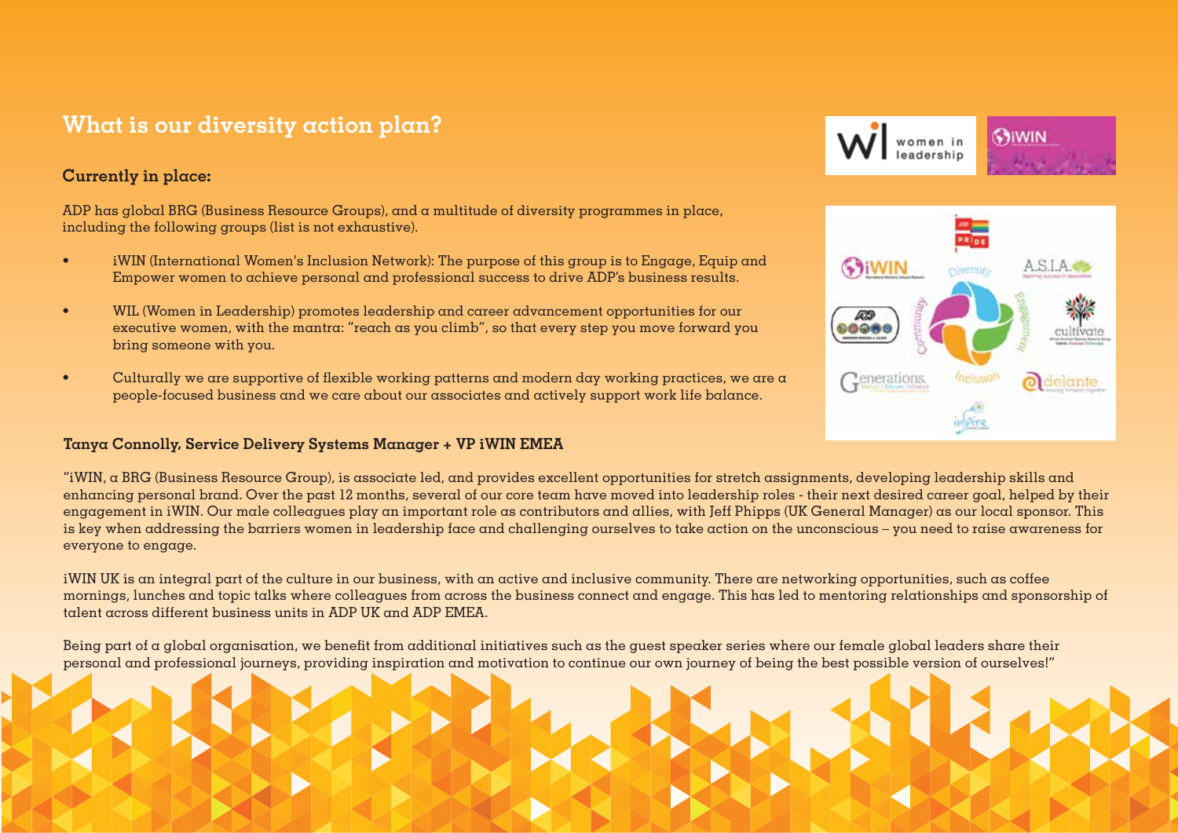## What is our diversity action plan?

### Currently in place:

ADP has global BRG (Business Resource Groups), and a multitude of diversity programmes in place, including the following groups (list is not exhaustive).

- iWIN (International Women's Inclusion Network): The purpose of this group is to Engage, Equip and Empower women to achieve personal and professional success to drive ADP's business results.
- WIL (Women in Leadership) promotes leadership and career advancement opportunities for our executive women, with the mantra: "reach as you climb", so that every step you move forward you bring someone with you.
- Culturally we are supportive of flexible working patterns and modern day working practices, we are a people-focused business and we care about our associates and actively support work life balance.

#### Tanya Connolly, Service Delivery Systems Manager + VP iWIN EMEA

"iWIN, a BRG (Business Resource Group), is associate led, and provides excellent opportunities for stretch assignments, developing leadership skills and enhancing personal brand. Over the past 12 months, several of our core team have moved into leadership roles - their next desired career goal, helped by their engagement in iWIN. Our male colleagues play an important role as contributors and allies, with Jeff Phipps (UK General Manager) as our local sponsor. This is key when addressing the barriers women in leadership face and challenging ourselves to take action on the unconscious – you need to raise awareness for everyone to engage.

iWIN UK is an integral part of the culture in our business, with an active and inclusive community. There are networking opportunities, such as coffee mornings, lunches and topic talks where colleagues from across the business connect and engage. This has led to mentoring relationships and sponsorship of talent across different business units in ADP UK and ADP EMEA.

Being part of a global organisation, we benefit from additional initiatives such as the guest speaker series where our female global leaders share their personal and professional journeys, providing inspiration and motivation to continue our own journey of being the best possible version of ourselves!"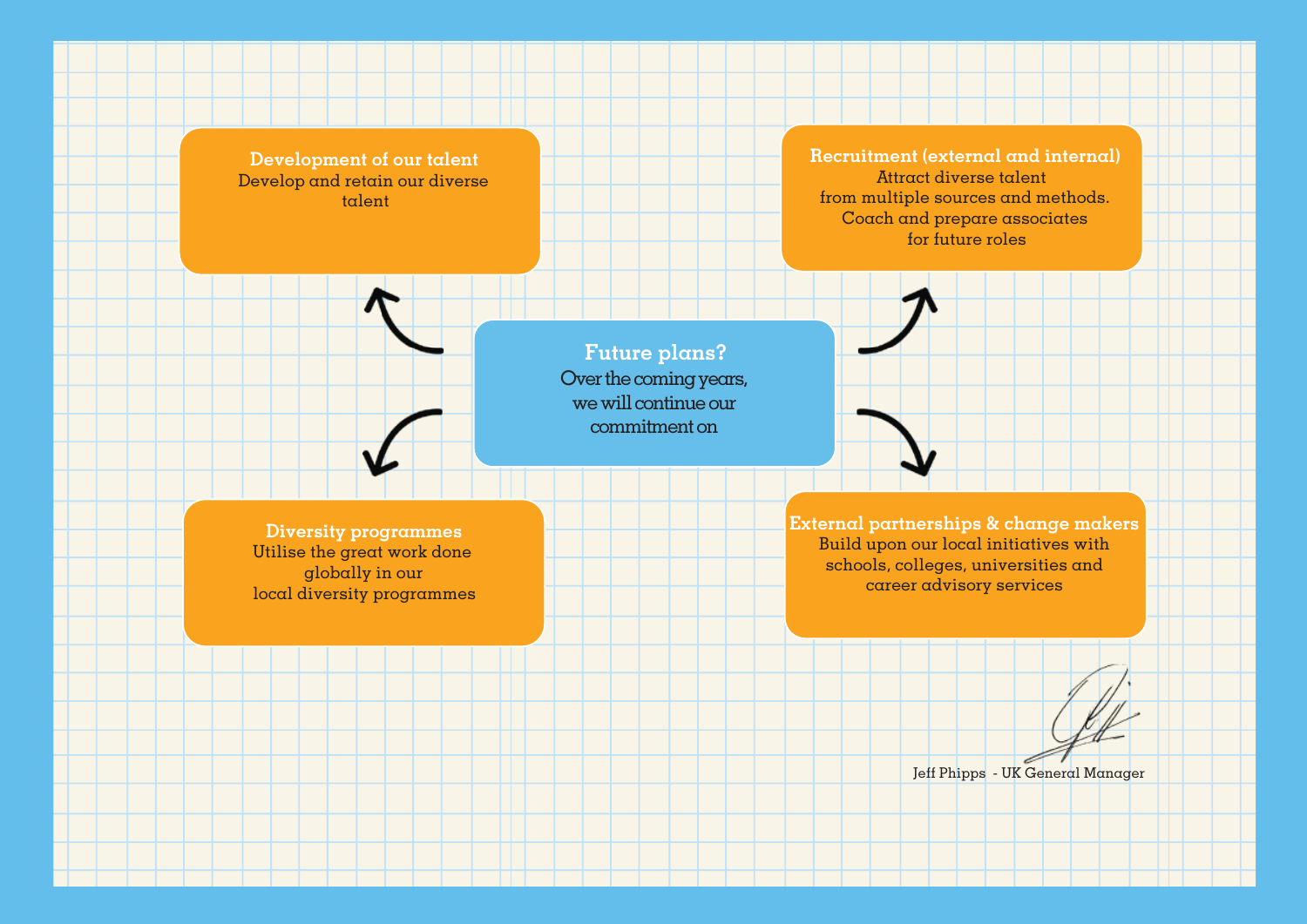## Future plans?

Over the coming years, we will continue our commitment on

### Development of our talent

Develop and retain our diverse talent

### Recruitment (external and internal)

Attract diverse talent from multiple sources and methods. Coach and prepare associates for future roles

### Diversity programmes

Utilise the great work done globally in our local diversity programmes

### External partnerships & change makers

Build upon our local initiatives with schools, colleges, universities and career advisory services

Jeff Phipps - UK General Manager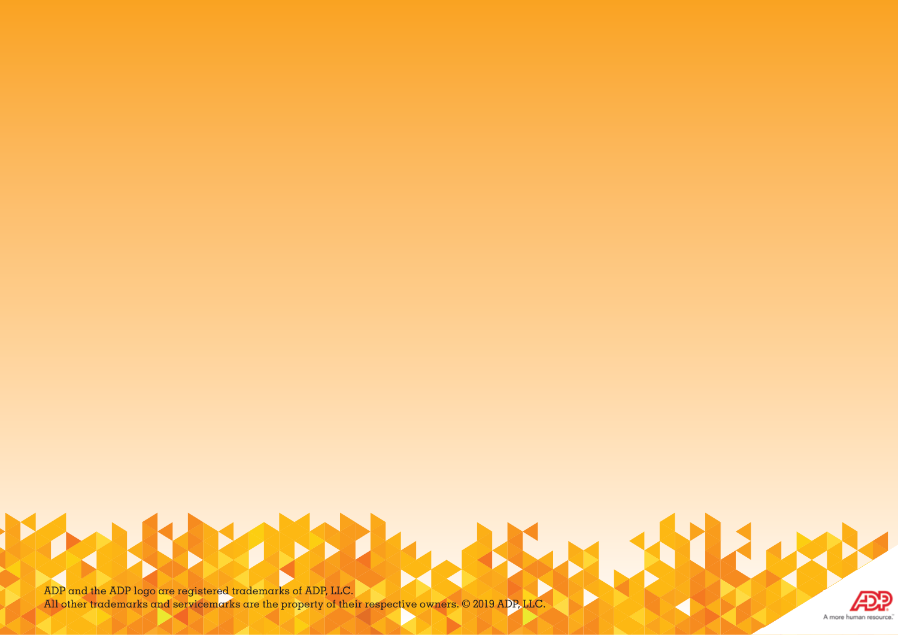ADP and the ADP logo are registered trademarks of ADP, LLC.
All other trademarks and servicemarks are the property of their respective owners. © 2019 ADP, LLC.

A more human resource.™